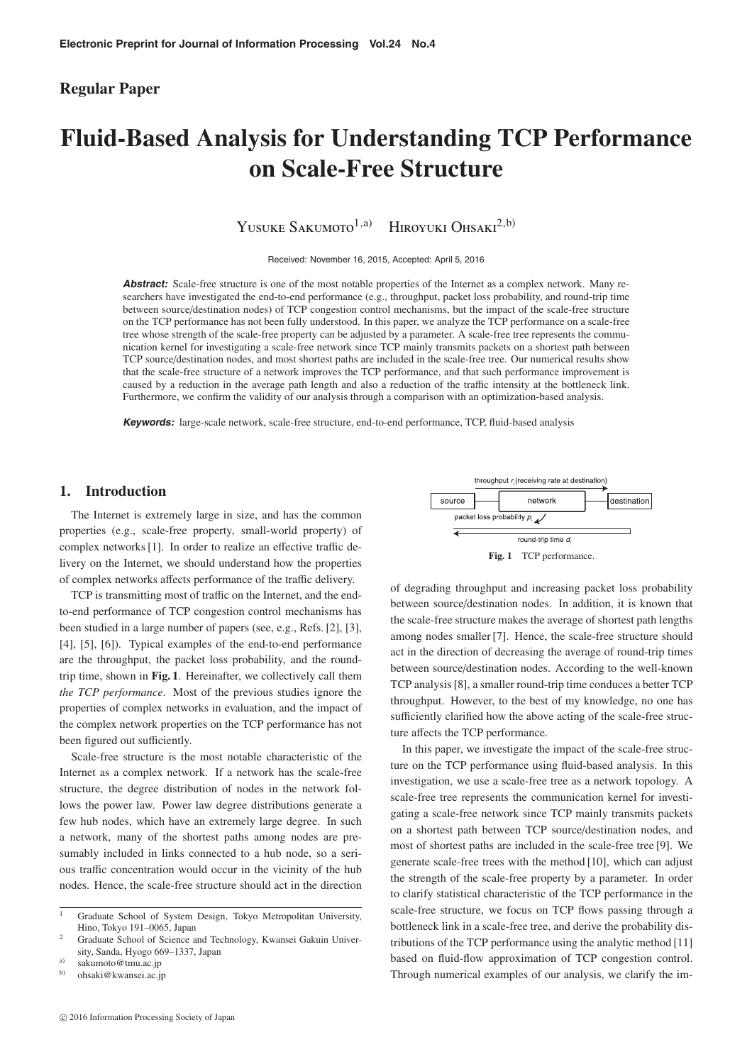Regular Paper

# Fluid-Based Analysis for Understanding TCP Performance on Scale-Free Structure

Yusuke Sakumoto[1,a)] Hiroyuki Ohsaki[2,b)]

Received: November 16, 2015, Accepted: April 5, 2016

***Abstract:*** Scale-free structure is one of the most notable properties of the Internet as a complex network. Many researchers have investigated the end-to-end performance (e.g., throughput, packet loss probability, and round-trip time between source/destination nodes) of TCP congestion control mechanisms, but the impact of the scale-free structure on the TCP performance has not been fully understood. In this paper, we analyze the TCP performance on a scale-free tree whose strength of the scale-free property can be adjusted by a parameter. A scale-free tree represents the communication kernel for investigating a scale-free network since TCP mainly transmits packets on a shortest path between TCP source/destination nodes, and most shortest paths are included in the scale-free tree. Our numerical results show that the scale-free structure of a network improves the TCP performance, and that such performance improvement is caused by a reduction in the average path length and also a reduction of the traffic intensity at the bottleneck link. Furthermore, we confirm the validity of our analysis through a comparison with an optimization-based analysis.

***Keywords:*** large-scale network, scale-free structure, end-to-end performance, TCP, fluid-based analysis

## 1. Introduction

The Internet is extremely large in size, and has the common properties (e.g., scale-free property, small-world property) of complex networks [1]. In order to realize an effective traffic delivery on the Internet, we should understand how the properties of complex networks affects performance of the traffic delivery.

TCP is transmitting most of traffic on the Internet, and the end-to-end performance of TCP congestion control mechanisms has been studied in a large number of papers (see, e.g., Refs. [2], [3], [4], [5], [6]). Typical examples of the end-to-end performance are the throughput, the packet loss probability, and the round-trip time, shown in **Fig. 1**. Hereinafter, we collectively call them *the TCP performance*. Most of the previous studies ignore the properties of complex networks in evaluation, and the impact of the complex network properties on the TCP performance has not been figured out sufficiently.

Scale-free structure is the most notable characteristic of the Internet as a complex network. If a network has the scale-free structure, the degree distribution of nodes in the network follows the power law. Power law degree distributions generate a few hub nodes, which have an extremely large degree. In such a network, many of the shortest paths among nodes are presumably included in links connected to a hub node, so a serious traffic concentration would occur in the vicinity of the hub nodes. Hence, the scale-free structure should act in the direction of degrading throughput and increasing packet loss probability between source/destination nodes. In addition, it is known that the scale-free structure makes the average of shortest path lengths among nodes smaller [7]. Hence, the scale-free structure should act in the direction of decreasing the average of round-trip times between source/destination nodes. According to the well-known TCP analysis [8], a smaller round-trip time conduces a better TCP throughput. However, to the best of my knowledge, no one has sufficiently clarified how the above acting of the scale-free structure affects the TCP performance.

throughput $r_i$ (receiving rate at destination)

source — network — destination

packet loss probability $p_i$

round-trip time $d_i$

**Fig. 1** TCP performance.

In this paper, we investigate the impact of the scale-free structure on the TCP performance using fluid-based analysis. In this investigation, we use a scale-free tree as a network topology. A scale-free tree represents the communication kernel for investigating a scale-free network since TCP mainly transmits packets on a shortest path between TCP source/destination nodes, and most of shortest paths are included in the scale-free tree [9]. We generate scale-free trees with the method [10], which can adjust the strength of the scale-free property by a parameter. In order to clarify statistical characteristic of the TCP performance in the scale-free structure, we focus on TCP flows passing through a bottleneck link in a scale-free tree, and derive the probability distributions of the TCP performance using the analytic method [11] based on fluid-flow approximation of TCP congestion control. Through numerical examples of our analysis, we clarify the im-

---

1 Graduate School of System Design, Tokyo Metropolitan University, Hino, Tokyo 191–0065, Japan

2 Graduate School of Science and Technology, Kwansei Gakuin University, Sanda, Hyogo 669–1337, Japan

a) sakumoto@tmu.ac.jp

b) ohsaki@kwansei.ac.jp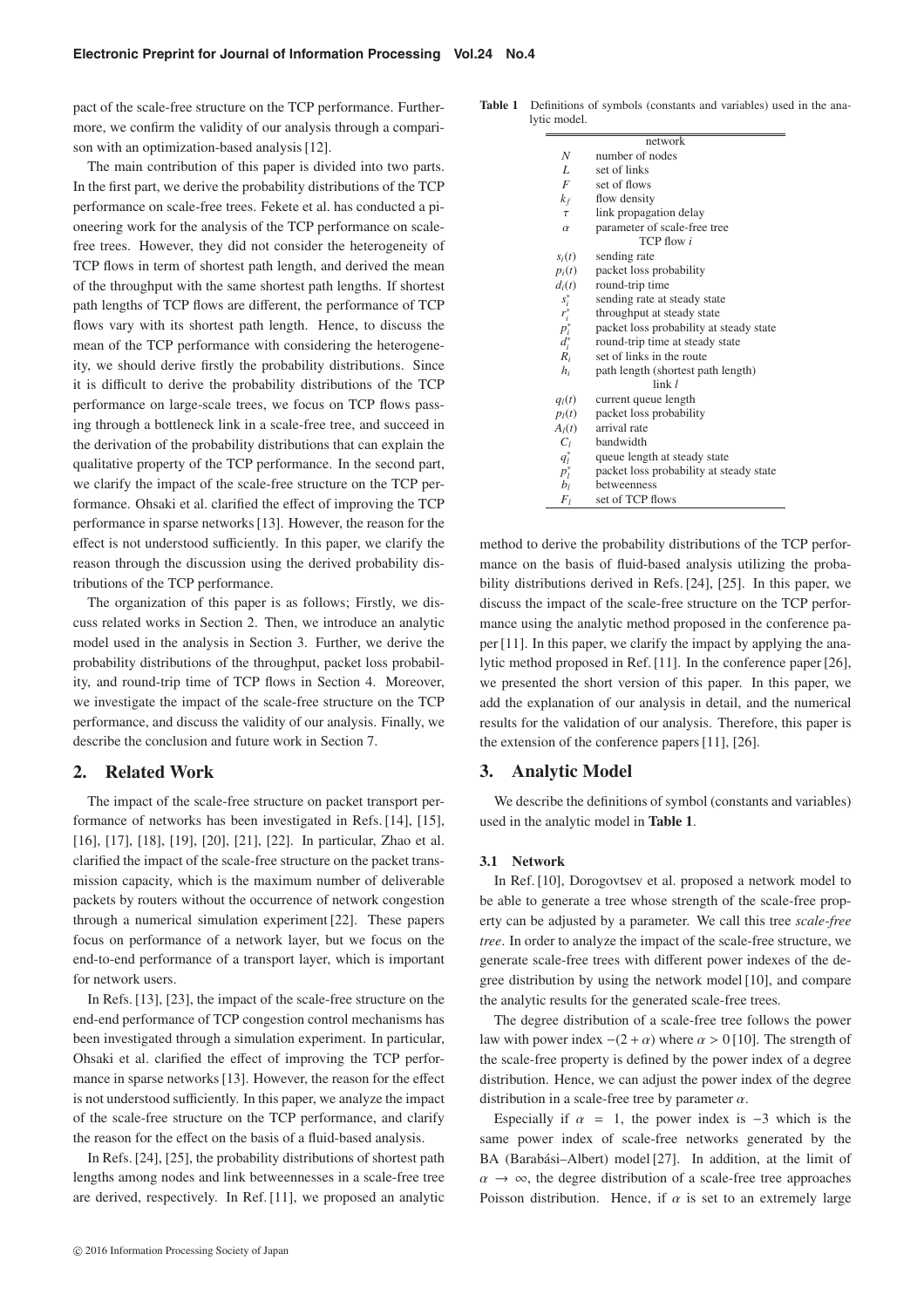pact of the scale-free structure on the TCP performance. Furthermore, we confirm the validity of our analysis through a comparison with an optimization-based analysis [12].

The main contribution of this paper is divided into two parts. In the first part, we derive the probability distributions of the TCP performance on scale-free trees. Fekete et al. has conducted a pioneering work for the analysis of the TCP performance on scale-free trees. However, they did not consider the heterogeneity of TCP flows in term of shortest path length, and derived the mean of the throughput with the same shortest path lengths. If shortest path lengths of TCP flows are different, the performance of TCP flows vary with its shortest path length. Hence, to discuss the mean of the TCP performance with considering the heterogeneity, we should derive firstly the probability distributions. Since it is difficult to derive the probability distributions of the TCP performance on large-scale trees, we focus on TCP flows passing through a bottleneck link in a scale-free tree, and succeed in the derivation of the probability distributions that can explain the qualitative property of the TCP performance. In the second part, we clarify the impact of the scale-free structure on the TCP performance. Ohsaki et al. clarified the effect of improving the TCP performance in sparse networks [13]. However, the reason for the effect is not understood sufficiently. In this paper, we clarify the reason through the discussion using the derived probability distributions of the TCP performance.

The organization of this paper is as follows; Firstly, we discuss related works in Section 2. Then, we introduce an analytic model used in the analysis in Section 3. Further, we derive the probability distributions of the throughput, packet loss probability, and round-trip time of TCP flows in Section 4. Moreover, we investigate the impact of the scale-free structure on the TCP performance, and discuss the validity of our analysis. Finally, we describe the conclusion and future work in Section 7.

## 2. Related Work

The impact of the scale-free structure on packet transport performance of networks has been investigated in Refs. [14], [15], [16], [17], [18], [19], [20], [21], [22]. In particular, Zhao et al. clarified the impact of the scale-free structure on the packet transmission capacity, which is the maximum number of deliverable packets by routers without the occurrence of network congestion through a numerical simulation experiment [22]. These papers focus on performance of a network layer, but we focus on the end-to-end performance of a transport layer, which is important for network users.

In Refs. [13], [23], the impact of the scale-free structure on the end-end performance of TCP congestion control mechanisms has been investigated through a simulation experiment. In particular, Ohsaki et al. clarified the effect of improving the TCP performance in sparse networks [13]. However, the reason for the effect is not understood sufficiently. In this paper, we analyze the impact of the scale-free structure on the TCP performance, and clarify the reason for the effect on the basis of a fluid-based analysis.

In Refs. [24], [25], the probability distributions of shortest path lengths among nodes and link betweennesses in a scale-free tree are derived, respectively. In Ref. [11], we proposed an analytic method to derive the probability distributions of the TCP performance on the basis of fluid-based analysis utilizing the probability distributions derived in Refs. [24], [25]. In this paper, we discuss the impact of the scale-free structure on the TCP performance using the analytic method proposed in the conference paper [11]. In this paper, we clarify the impact by applying the analytic method proposed in Ref. [11]. In the conference paper [26], we presented the short version of this paper. In this paper, we add the explanation of our analysis in detail, and the numerical results for the validation of our analysis. Therefore, this paper is the extension of the conference papers [11], [26].

## 3. Analytic Model

We describe the definitions of symbol (constants and variables) used in the analytic model in **Table 1**.

**Table 1** Definitions of symbols (constants and variables) used in the analytic model.

| Symbol | Definition |
|---|---|
| | network |
| $N$ | number of nodes |
| $L$ | set of links |
| $F$ | set of flows |
| $k_f$ | flow density |
| $\tau$ | link propagation delay |
| $\alpha$ | parameter of scale-free tree |
| | TCP flow $i$ |
| $s_i(t)$ | sending rate |
| $p_i(t)$ | packet loss probability |
| $d_i(t)$ | round-trip time |
| $s_i^*$ | sending rate at steady state |
| $r_i^*$ | throughput at steady state |
| $p_i^*$ | packet loss probability at steady state |
| $d_i^*$ | round-trip time at steady state |
| $R_i$ | set of links in the route |
| $h_i$ | path length (shortest path length) |
| | link $l$ |
| $q_l(t)$ | current queue length |
| $p_l(t)$ | packet loss probability |
| $A_l(t)$ | arrival rate |
| $C_l$ | bandwidth |
| $q_l^*$ | queue length at steady state |
| $p_l^*$ | packet loss probability at steady state |
| $b_l$ | betweenness |
| $F_l$ | set of TCP flows |

### 3.1 Network

In Ref. [10], Dorogovtsev et al. proposed a network model to be able to generate a tree whose strength of the scale-free property can be adjusted by a parameter. We call this tree *scale-free tree*. In order to analyze the impact of the scale-free structure, we generate scale-free trees with different power indexes of the degree distribution by using the network model [10], and compare the analytic results for the generated scale-free trees.

The degree distribution of a scale-free tree follows the power law with power index $-(2 + \alpha)$ where $\alpha > 0$ [10]. The strength of the scale-free property is defined by the power index of a degree distribution. Hence, we can adjust the power index of the degree distribution in a scale-free tree by parameter $\alpha$.

Especially if $\alpha = 1$, the power index is $-3$ which is the same power index of scale-free networks generated by the BA (Barabási–Albert) model [27]. In addition, at the limit of $\alpha \to \infty$, the degree distribution of a scale-free tree approaches Poisson distribution. Hence, if $\alpha$ is set to an extremely large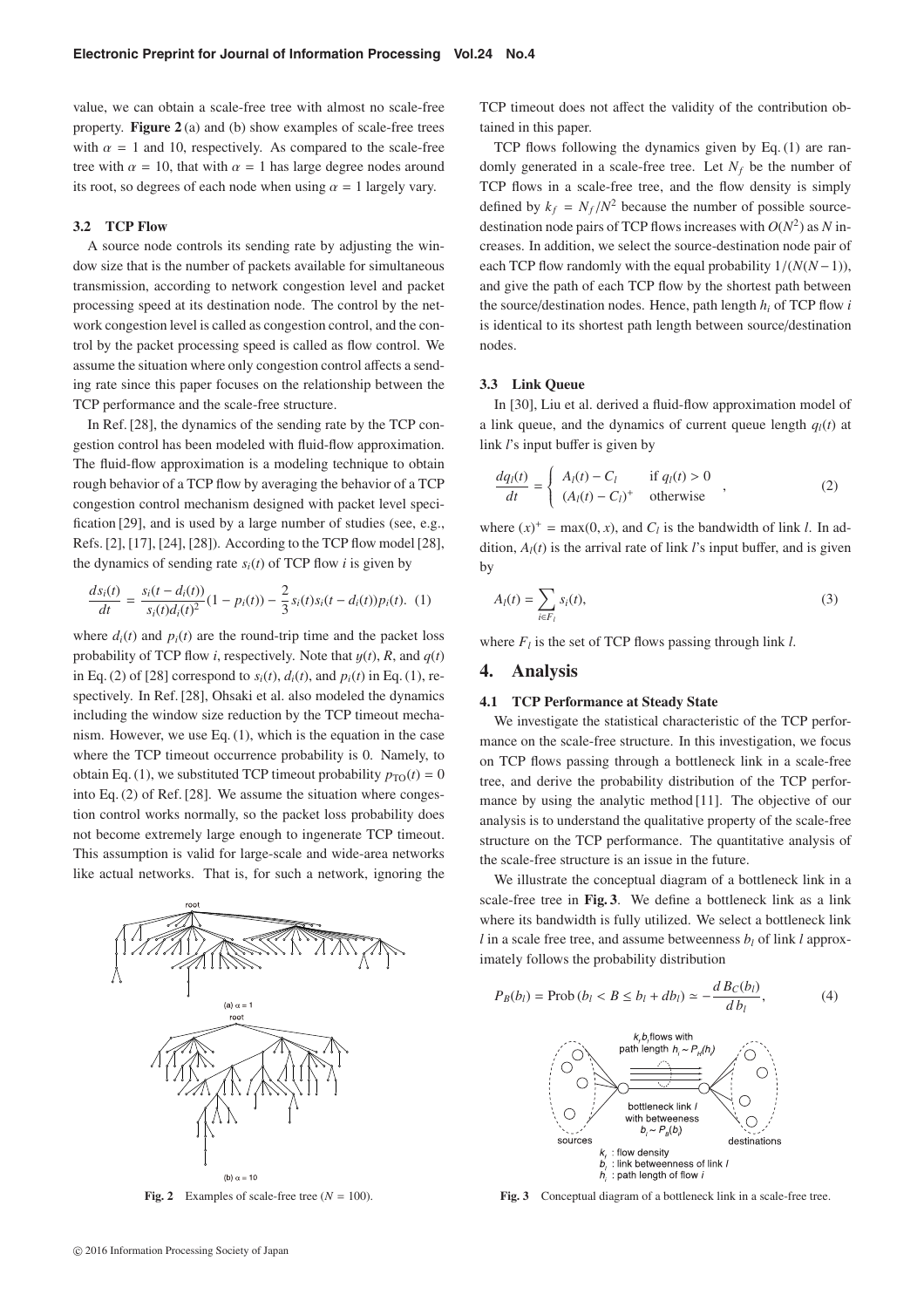value, we can obtain a scale-free tree with almost no scale-free property. **Figure 2** (a) and (b) show examples of scale-free trees with $\alpha = 1$ and 10, respectively. As compared to the scale-free tree with $\alpha = 10$, that with $\alpha = 1$ has large degree nodes around its root, so degrees of each node when using $\alpha = 1$ largely vary.

### 3.2 TCP Flow

A source node controls its sending rate by adjusting the window size that is the number of packets available for simultaneous transmission, according to network congestion level and packet processing speed at its destination node. The control by the network congestion level is called as congestion control, and the control by the packet processing speed is called as flow control. We assume the situation where only congestion control affects a sending rate since this paper focuses on the relationship between the TCP performance and the scale-free structure.

In Ref. [28], the dynamics of the sending rate by the TCP congestion control has been modeled with fluid-flow approximation. The fluid-flow approximation is a modeling technique to obtain rough behavior of a TCP flow by averaging the behavior of a TCP congestion control mechanism designed with packet level specification [29], and is used by a large number of studies (see, e.g., Refs. [2], [17], [24], [28]). According to the TCP flow model [28], the dynamics of sending rate $s_i(t)$ of TCP flow $i$ is given by

$$\frac{ds_i(t)}{dt} = \frac{s_i(t - d_i(t))}{s_i(t)d_i(t)^2}(1 - p_i(t)) - \frac{2}{3}s_i(t)s_i(t - d_i(t))p_i(t). \quad (1)$$

where $d_i(t)$ and $p_i(t)$ are the round-trip time and the packet loss probability of TCP flow $i$, respectively. Note that $y(t)$, $R$, and $q(t)$ in Eq. (2) of [28] correspond to $s_i(t)$, $d_i(t)$, and $p_i(t)$ in Eq. (1), respectively. In Ref. [28], Ohsaki et al. also modeled the dynamics including the window size reduction by the TCP timeout mechanism. However, we use Eq. (1), which is the equation in the case where the TCP timeout occurrence probability is 0. Namely, to obtain Eq. (1), we substituted TCP timeout probability $p_{\mathrm{TO}}(t) = 0$ into Eq. (2) of Ref. [28]. We assume the situation where congestion control works normally, so the packet loss probability does not become extremely large enough to ingenerate TCP timeout. This assumption is valid for large-scale and wide-area networks like actual networks. That is, for such a network, ignoring the TCP timeout does not affect the validity of the contribution obtained in this paper.

TCP flows following the dynamics given by Eq. (1) are randomly generated in a scale-free tree. Let $N_f$ be the number of TCP flows in a scale-free tree, and the flow density is simply defined by $k_f = N_f/N^2$ because the number of possible source-destination node pairs of TCP flows increases with $O(N^2)$ as $N$ increases. In addition, we select the source-destination node pair of each TCP flow randomly with the equal probability $1/(N(N-1))$, and give the path of each TCP flow by the shortest path between the source/destination nodes. Hence, path length $h_i$ of TCP flow $i$ is identical to its shortest path length between source/destination nodes.

### 3.3 Link Queue

In [30], Liu et al. derived a fluid-flow approximation model of a link queue, and the dynamics of current queue length $q_l(t)$ at link $l$'s input buffer is given by

$$\frac{dq_l(t)}{dt} = \begin{cases} A_l(t) - C_l & \text{if } q_l(t) > 0 \\ (A_l(t) - C_l)^+ & \text{otherwise} \end{cases}, \quad (2)$$

where $(x)^+ = \max(0, x)$, and $C_l$ is the bandwidth of link $l$. In addition, $A_l(t)$ is the arrival rate of link $l$'s input buffer, and is given by

$$A_l(t) = \sum_{i \in F_l} s_i(t), \quad (3)$$

where $F_l$ is the set of TCP flows passing through link $l$.

## 4. Analysis

### 4.1 TCP Performance at Steady State

We investigate the statistical characteristic of the TCP performance on the scale-free structure. In this investigation, we focus on TCP flows passing through a bottleneck link in a scale-free tree, and derive the probability distribution of the TCP performance by using the analytic method [11]. The objective of our analysis is to understand the qualitative property of the scale-free structure on the TCP performance. The quantitative analysis of the scale-free structure is an issue in the future.

We illustrate the conceptual diagram of a bottleneck link in a scale-free tree in **Fig. 3**. We define a bottleneck link as a link where its bandwidth is fully utilized. We select a bottleneck link $l$ in a scale free tree, and assume betweenness $b_l$ of link $l$ approximately follows the probability distribution

$$P_B(b_l) = \mathrm{Prob}\,(b_l < B \leq b_l + db_l) \simeq -\frac{d\,B_C(b_l)}{d\,b_l}, \quad (4)$$

**Fig. 2** Examples of scale-free tree ($N = 100$).

**Fig. 3** Conceptual diagram of a bottleneck link in a scale-free tree.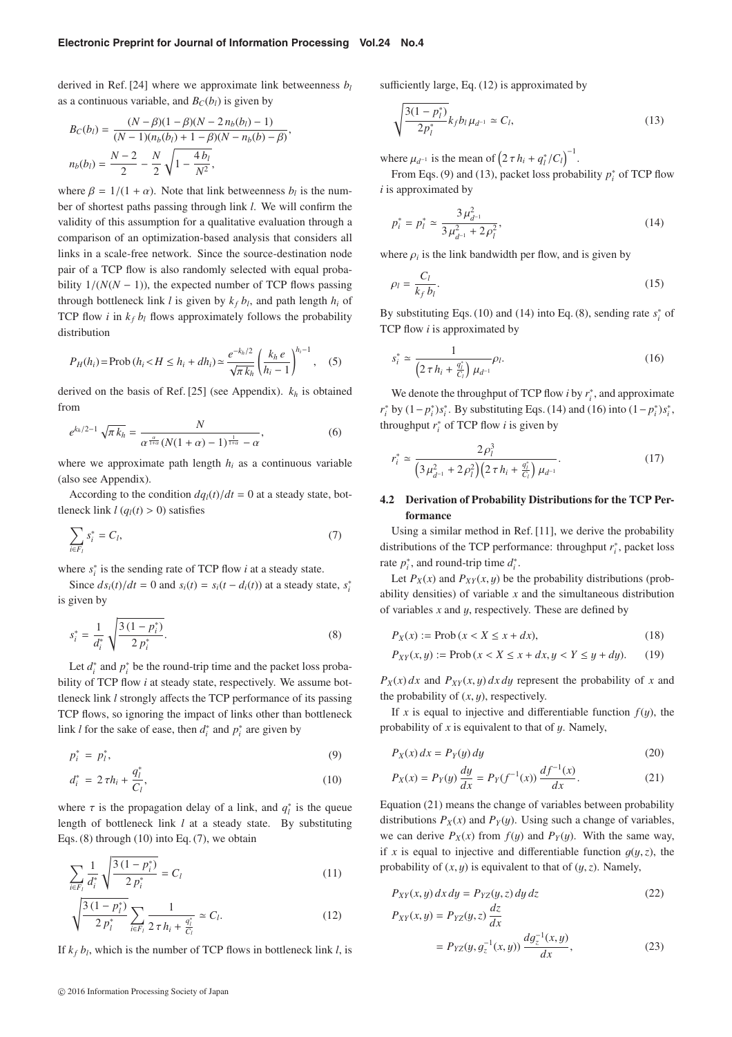derived in Ref. [24] where we approximate link betweenness $b_l$ as a continuous variable, and $B_C(b_l)$ is given by

$$B_C(b_l) = \frac{(N-\beta)(1-\beta)(N-2\,n_b(b_l)-1)}{(N-1)(n_b(b_l)+1-\beta)(N-n_b(b)-\beta)},$$

$$n_b(b_l) = \frac{N-2}{2} - \frac{N}{2}\sqrt{1-\frac{4\,b_l}{N^2}},$$

where $\beta = 1/(1+\alpha)$. Note that link betweenness $b_l$ is the number of shortest paths passing through link $l$. We will confirm the validity of this assumption for a qualitative evaluation through a comparison of an optimization-based analysis that considers all links in a scale-free network. Since the source-destination node pair of a TCP flow is also randomly selected with equal probability $1/(N(N-1))$, the expected number of TCP flows passing through bottleneck link $l$ is given by $k_f\,b_l$, and path length $h_i$ of TCP flow $i$ in $k_f\,b_l$ flows approximately follows the probability distribution

$$P_H(h_i) = \mathrm{Prob}\,(h_i < H \le h_i + dh_i) \simeq \frac{e^{-k_h/2}}{\sqrt{\pi\,k_h}}\left(\frac{k_h\,e}{h_i-1}\right)^{h_i-1}, \quad (5)$$

derived on the basis of Ref. [25] (see Appendix). $k_h$ is obtained from

$$e^{k_h/2-1}\sqrt{\pi\,k_h} = \frac{N}{\alpha^{\frac{\alpha}{1+\alpha}}(N(1+\alpha)-1)^{\frac{1}{1+\alpha}} - \alpha}, \quad (6)$$

where we approximate path length $h_i$ as a continuous variable (also see Appendix).

According to the condition $dq_l(t)/dt = 0$ at a steady state, bottleneck link $l$ ($q_l(t) > 0$) satisfies

$$\sum_{i \in F_l} s_i^* = C_l, \quad (7)$$

where $s_i^*$ is the sending rate of TCP flow $i$ at a steady state.

Since $ds_i(t)/dt = 0$ and $s_i(t) = s_i(t - d_i(t))$ at a steady state, $s_i^*$ is given by

$$s_i^* = \frac{1}{d_i^*}\sqrt{\frac{3\,(1-p_i^*)}{2\,p_i^*}}. \quad (8)$$

Let $d_i^*$ and $p_i^*$ be the round-trip time and the packet loss probability of TCP flow $i$ at steady state, respectively. We assume bottleneck link $l$ strongly affects the TCP performance of its passing TCP flows, so ignoring the impact of links other than bottleneck link $l$ for the sake of ease, then $d_i^*$ and $p_i^*$ are given by

$$p_i^* = p_l^*, \quad (9)$$

$$d_i^* = 2\,\tau h_i + \frac{q_l^*}{C_l}, \quad (10)$$

where $\tau$ is the propagation delay of a link, and $q_l^*$ is the queue length of bottleneck link $l$ at a steady state. By substituting Eqs. (8) through (10) into Eq. (7), we obtain

$$\sum_{i \in F_l} \frac{1}{d_i^*}\sqrt{\frac{3\,(1-p_i^*)}{2\,p_i^*}} = C_l \quad (11)$$

$$\sqrt{\frac{3\,(1-p_l^*)}{2\,p_l^*}}\sum_{i \in F_l}\frac{1}{2\,\tau\,h_i + \frac{q_l^*}{C_l}} \simeq C_l. \quad (12)$$

If $k_f\,b_l$, which is the number of TCP flows in bottleneck link $l$, is sufficiently large, Eq. (12) is approximated by

$$\sqrt{\frac{3(1-p_l^*)}{2p_l^*}}\,k_f\,b_l\,\mu_{d^{-1}} \simeq C_l, \quad (13)$$

where $\mu_{d^{-1}}$ is the mean of $\left(2\,\tau\,h_i + q_l^*/C_l\right)^{-1}$.

From Eqs. (9) and (13), packet loss probability $p_i^*$ of TCP flow $i$ is approximated by

$$p_i^* = p_l^* \simeq \frac{3\,\mu_{d^{-1}}^2}{3\,\mu_{d^{-1}}^2 + 2\,\rho_l^2}, \quad (14)$$

where $\rho_l$ is the link bandwidth per flow, and is given by

$$\rho_l = \frac{C_l}{k_f\,b_l}. \quad (15)$$

By substituting Eqs. (10) and (14) into Eq. (8), sending rate $s_i^*$ of TCP flow $i$ is approximated by

$$s_i^* \simeq \frac{1}{\left(2\,\tau\,h_i + \frac{q_l^*}{C_l}\right)\mu_{d^{-1}}}\rho_l. \quad (16)$$

We denote the throughput of TCP flow $i$ by $r_i^*$, and approximate $r_i^*$ by $(1-p_i^*)s_i^*$. By substituting Eqs. (14) and (16) into $(1-p_i^*)s_i^*$, throughput $r_i^*$ of TCP flow $i$ is given by

$$r_i^* \simeq \frac{2\,\rho_l^3}{\left(3\,\mu_{d^{-1}}^2 + 2\,\rho_l^2\right)\left(2\,\tau\,h_i + \frac{q_l^*}{C_l}\right)\mu_{d^{-1}}}. \quad (17)$$

### 4.2 Derivation of Probability Distributions for the TCP Performance

Using a similar method in Ref. [11], we derive the probability distributions of the TCP performance: throughput $r_i^*$, packet loss rate $p_i^*$, and round-trip time $d_i^*$.

Let $P_X(x)$ and $P_{XY}(x,y)$ be the probability distributions (probability densities) of variable $x$ and the simultaneous distribution of variables $x$ and $y$, respectively. These are defined by

$$P_X(x) := \mathrm{Prob}\,(x < X \le x + dx), \quad (18)$$

$$P_{XY}(x,y) := \mathrm{Prob}\,(x < X \le x + dx, y < Y \le y + dy). \quad (19)$$

$P_X(x)\,dx$ and $P_{XY}(x,y)\,dx\,dy$ represent the probability of $x$ and the probability of $(x,y)$, respectively.

If $x$ is equal to injective and differentiable function $f(y)$, the probability of $x$ is equivalent to that of $y$. Namely,

$$P_X(x)\,dx = P_Y(y)\,dy \quad (20)$$

$$P_X(x) = P_Y(y)\,\frac{dy}{dx} = P_Y(f^{-1}(x))\,\frac{df^{-1}(x)}{dx}. \quad (21)$$

Equation (21) means the change of variables between probability distributions $P_X(x)$ and $P_Y(y)$. Using such a change of variables, we can derive $P_X(x)$ from $f(y)$ and $P_Y(y)$. With the same way, if $x$ is equal to injective and differentiable function $g(y,z)$, the probability of $(x,y)$ is equivalent to that of $(y,z)$. Namely,

$$P_{XY}(x,y)\,dx\,dy = P_{YZ}(y,z)\,dy\,dz \quad (22)$$

$$P_{XY}(x,y) = P_{YZ}(y,z)\,\frac{dz}{dx} = P_{YZ}(y, g_z^{-1}(x,y))\,\frac{dg_z^{-1}(x,y)}{dx}, \quad (23)$$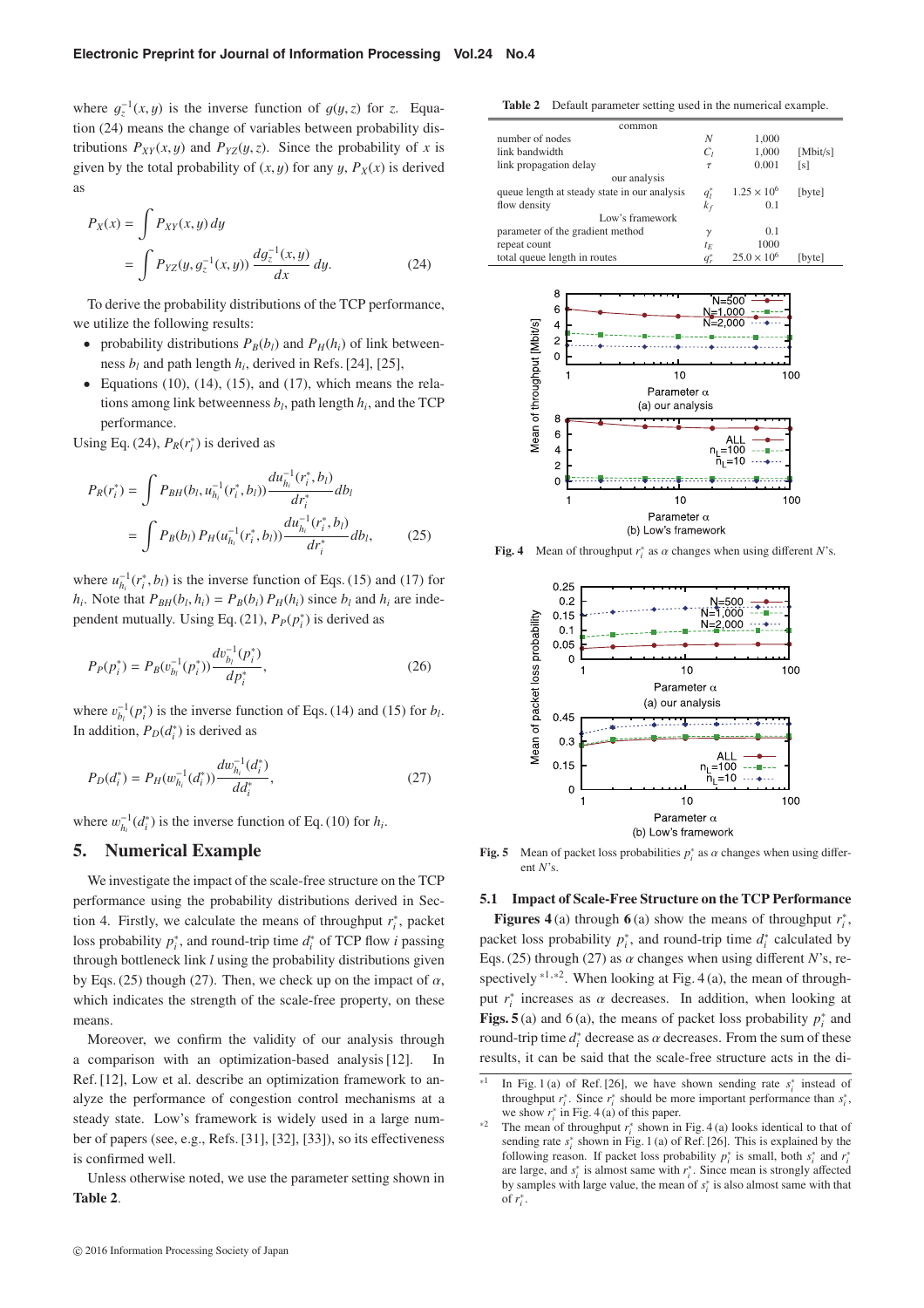where $g_z^{-1}(x, y)$ is the inverse function of $g(y, z)$ for $z$. Equation (24) means the change of variables between probability distributions $P_{XY}(x, y)$ and $P_{YZ}(y, z)$. Since the probability of $x$ is given by the total probability of $(x, y)$ for any $y$, $P_X(x)$ is derived as

$$
\begin{aligned}
P_X(x) &= \int P_{XY}(x, y)\, dy \\
&= \int P_{YZ}(y, g_z^{-1}(x, y))\, \frac{dg_z^{-1}(x, y)}{dx}\, dy. \qquad (24)
\end{aligned}
$$

To derive the probability distributions of the TCP performance, we utilize the following results:

- probability distributions $P_B(b_l)$ and $P_H(h_i)$ of link betweenness $b_l$ and path length $h_i$, derived in Refs. [24], [25],
- Equations (10), (14), (15), and (17), which means the relations among link betweenness $b_l$, path length $h_i$, and the TCP performance.

Using Eq. (24), $P_R(r_i^*)$ is derived as

$$
\begin{aligned}
P_R(r_i^*) &= \int P_{BH}(b_l, u_{h_i}^{-1}(r_i^*, b_l))\, \frac{du_{h_i}^{-1}(r_i^*, b_l)}{dr_i^*} db_l \\
&= \int P_B(b_l)\, P_H(u_{h_i}^{-1}(r_i^*, b_l))\, \frac{du_{h_i}^{-1}(r_i^*, b_l)}{dr_i^*} db_l, \qquad (25)
\end{aligned}
$$

where $u_{h_i}^{-1}(r_i^*, b_l)$ is the inverse function of Eqs. (15) and (17) for $h_i$. Note that $P_{BH}(b_l, h_i) = P_B(b_l)\, P_H(h_i)$ since $b_l$ and $h_i$ are independent mutually. Using Eq. (21), $P_P(p_i^*)$ is derived as

$$
P_P(p_i^*) = P_B(v_{b_l}^{-1}(p_i^*))\, \frac{dv_{b_l}^{-1}(p_i^*)}{dp_i^*}, \qquad (26)
$$

where $v_{b_l}^{-1}(p_i^*)$ is the inverse function of Eqs. (14) and (15) for $b_l$. In addition, $P_D(d_i^*)$ is derived as

$$
P_D(d_i^*) = P_H(w_{h_i}^{-1}(d_i^*))\, \frac{dw_{h_i}^{-1}(d_i^*)}{dd_i^*}, \qquad (27)
$$

where $w_{h_i}^{-1}(d_i^*)$ is the inverse function of Eq. (10) for $h_i$.

## 5. Numerical Example

We investigate the impact of the scale-free structure on the TCP performance using the probability distributions derived in Section 4. Firstly, we calculate the means of throughput $r_i^*$, packet loss probability $p_i^*$, and round-trip time $d_i^*$ of TCP flow $i$ passing through bottleneck link $l$ using the probability distributions given by Eqs. (25) though (27). Then, we check up on the impact of $\alpha$, which indicates the strength of the scale-free property, on these means.

Moreover, we confirm the validity of our analysis through a comparison with an optimization-based analysis [12]. In Ref. [12], Low et al. describe an optimization framework to analyze the performance of congestion control mechanisms at a steady state. Low's framework is widely used in a large number of papers (see, e.g., Refs. [31], [32], [33]), so its effectiveness is confirmed well.

Unless otherwise noted, we use the parameter setting shown in **Table 2**.

**Table 2** Default parameter setting used in the numerical example.

| | | | |
|---|---|---|---|
| **common** | | | |
| number of nodes | $N$ | 1,000 | |
| link bandwidth | $C_l$ | 1,000 | [Mbit/s] |
| link propagation delay | $\tau$ | 0.001 | [s] |
| **our analysis** | | | |
| queue length at steady state in our analysis | $q_l^*$ | $1.25 \times 10^6$ | [byte] |
| flow density | $k_f$ | 0.1 | |
| **Low's framework** | | | |
| parameter of the gradient method | $\gamma$ | 0.1 | |
| repeat count | $t_E$ | 1000 | |
| total queue length in routes | $q_r^*$ | $25.0 \times 10^6$ | [byte] |

**Fig. 4** Mean of throughput $r_i^*$ as $\alpha$ changes when using different $N$'s.

**Fig. 5** Mean of packet loss probabilities $p_i^*$ as $\alpha$ changes when using different $N$'s.

### 5.1 Impact of Scale-Free Structure on the TCP Performance

**Figures 4** (a) through **6** (a) show the means of throughput $r_i^*$, packet loss probability $p_i^*$, and round-trip time $d_i^*$ calculated by Eqs. (25) through (27) as $\alpha$ changes when using different $N$'s, respectively [*1,*2]. When looking at Fig. 4 (a), the mean of throughput $r_i^*$ increases as $\alpha$ decreases. In addition, when looking at **Figs. 5** (a) and 6 (a), the means of packet loss probability $p_i^*$ and round-trip time $d_i^*$ decrease as $\alpha$ decreases. From the sum of these results, it can be said that the scale-free structure acts in the di-

[*1] In Fig. 1 (a) of Ref. [26], we have shown sending rate $s_i^*$ instead of throughput $r_i^*$. Since $r_i^*$ should be more important performance than $s_i^*$, we show $r_i^*$ in Fig. 4 (a) of this paper.

[*2] The mean of throughput $r_i^*$ shown in Fig. 4 (a) looks identical to that of sending rate $s_i^*$ shown in Fig. 1 (a) of Ref. [26]. This is explained by the following reason. If packet loss probability $p_i^*$ is small, both $s_i^*$ and $r_i^*$ are large, and $s_i^*$ is almost same with $r_i^*$. Since mean is strongly affected by samples with large value, the mean of $s_i^*$ is also almost same with that of $r_i^*$.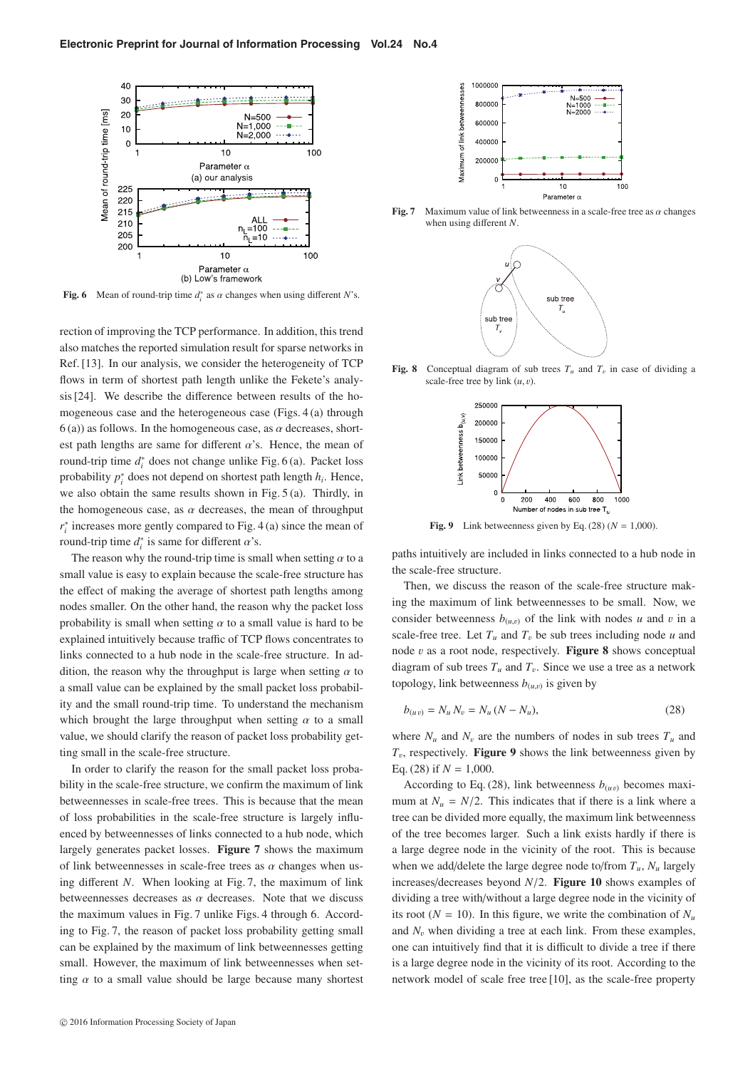Fig. 6 Mean of round-trip time $d_i^*$ as $\alpha$ changes when using different $N$'s.

rection of improving the TCP performance. In addition, this trend also matches the reported simulation result for sparse networks in Ref. [13]. In our analysis, we consider the heterogeneity of TCP flows in term of shortest path length unlike the Fekete's analysis [24]. We describe the difference between results of the homogeneous case and the heterogeneous case (Figs. 4 (a) through 6 (a)) as follows. In the homogeneous case, as $\alpha$ decreases, shortest path lengths are same for different $\alpha$'s. Hence, the mean of round-trip time $d_i^*$ does not change unlike Fig. 6 (a). Packet loss probability $p_i^*$ does not depend on shortest path length $h_i$. Hence, we also obtain the same results shown in Fig. 5 (a). Thirdly, in the homogeneous case, as $\alpha$ decreases, the mean of throughput $r_i^*$ increases more gently compared to Fig. 4 (a) since the mean of round-trip time $d_i^*$ is same for different $\alpha$'s.

The reason why the round-trip time is small when setting $\alpha$ to a small value is easy to explain because the scale-free structure has the effect of making the average of shortest path lengths among nodes smaller. On the other hand, the reason why the packet loss probability is small when setting $\alpha$ to a small value is hard to be explained intuitively because traffic of TCP flows concentrates to links connected to a hub node in the scale-free structure. In addition, the reason why the throughput is large when setting $\alpha$ to a small value can be explained by the small packet loss probability and the small round-trip time. To understand the mechanism which brought the large throughput when setting $\alpha$ to a small value, we should clarify the reason of packet loss probability getting small in the scale-free structure.

In order to clarify the reason for the small packet loss probability in the scale-free structure, we confirm the maximum of link betweennesses in scale-free trees. This is because that the mean of loss probabilities in the scale-free structure is largely influenced by betweennesses of links connected to a hub node, which largely generates packet losses. **Figure 7** shows the maximum of link betweennesses in scale-free trees as $\alpha$ changes when using different $N$. When looking at Fig. 7, the maximum of link betweennesses decreases as $\alpha$ decreases. Note that we discuss the maximum values in Fig. 7 unlike Figs. 4 through 6. According to Fig. 7, the reason of packet loss probability getting small can be explained by the maximum of link betweennesses getting small. However, the maximum of link betweennesses when setting $\alpha$ to a small value should be large because many shortest paths intuitively are included in links connected to a hub node in the scale-free structure.

Fig. 7 Maximum value of link betweenness in a scale-free tree as $\alpha$ changes when using different $N$.

Fig. 8 Conceptual diagram of sub trees $T_u$ and $T_v$ in case of dividing a scale-free tree by link $(u, v)$.

Fig. 9 Link betweenness given by Eq. (28) ($N$ = 1,000).

Then, we discuss the reason of the scale-free structure making the maximum of link betweennesses to be small. Now, we consider betweenness $b_{(u,v)}$ of the link with nodes $u$ and $v$ in a scale-free tree. Let $T_u$ and $T_v$ be sub trees including node $u$ and node $v$ as a root node, respectively. **Figure 8** shows conceptual diagram of sub trees $T_u$ and $T_v$. Since we use a tree as a network topology, link betweenness $b_{(u,v)}$ is given by

$$b_{(u\,v)} = N_u\,N_v = N_u\,(N - N_u), \tag{28}$$

where $N_u$ and $N_v$ are the numbers of nodes in sub trees $T_u$ and $T_v$, respectively. **Figure 9** shows the link betweenness given by Eq. (28) if $N$ = 1,000.

According to Eq. (28), link betweenness $b_{(u\,v)}$ becomes maximum at $N_u = N/2$. This indicates that if there is a link where a tree can be divided more equally, the maximum link betweenness of the tree becomes larger. Such a link exists hardly if there is a large degree node in the vicinity of the root. This is because when we add/delete the large degree node to/from $T_u$, $N_u$ largely increases/decreases beyond $N/2$. **Figure 10** shows examples of dividing a tree with/without a large degree node in the vicinity of its root ($N$ = 10). In this figure, we write the combination of $N_u$ and $N_v$ when dividing a tree at each link. From these examples, one can intuitively find that it is difficult to divide a tree if there is a large degree node in the vicinity of its root. According to the network model of scale free tree [10], as the scale-free property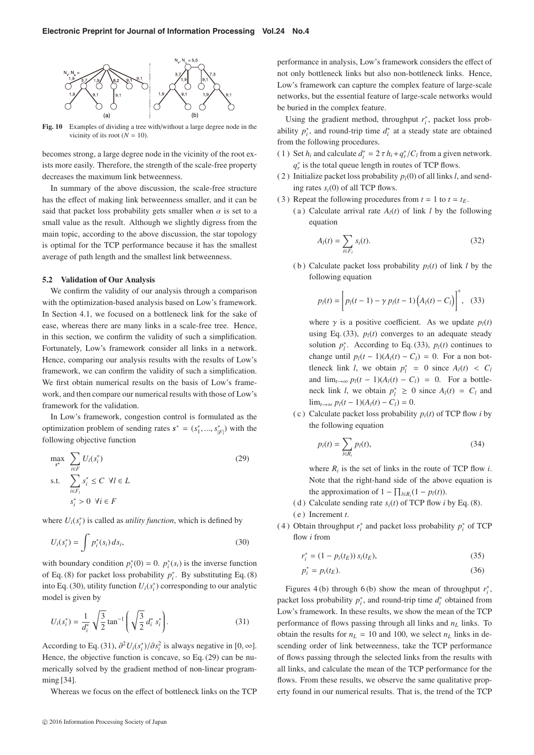Fig. 10 Examples of dividing a tree with/without a large degree node in the vicinity of its root ($N = 10$).

becomes strong, a large degree node in the vicinity of the root exists more easily. Therefore, the strength of the scale-free property decreases the maximum link betweenness.

In summary of the above discussion, the scale-free structure has the effect of making link betweenness smaller, and it can be said that packet loss probability gets smaller when $\alpha$ is set to a small value as the result. Although we slightly digress from the main topic, according to the above discussion, the star topology is optimal for the TCP performance because it has the smallest average of path length and the smallest link betweenness.

### 5.2 Validation of Our Analysis

We confirm the validity of our analysis through a comparison with the optimization-based analysis based on Low's framework. In Section 4.1, we focused on a bottleneck link for the sake of ease, whereas there are many links in a scale-free tree. Hence, in this section, we confirm the validity of such a simplification. Fortunately, Low's framework consider all links in a network. Hence, comparing our analysis results with the results of Low's framework, we can confirm the validity of such a simplification. We first obtain numerical results on the basis of Low's framework, and then compare our numerical results with those of Low's framework for the validation.

In Low's framework, congestion control is formulated as the optimization problem of sending rates $\boldsymbol{s}^* = (s_1^*, ..., s_{|F|}^*)$ with the following objective function

$$\max_{\boldsymbol{s}^*} \sum_{i \in F} U_i(s_i^*) \tag{29}$$
$$\text{s.t.} \sum_{i \in F_l} s_i^* \leq C \ \ \forall l \in L$$
$$s_i^* > 0 \ \ \forall i \in F$$

where $U_i(s_i^*)$ is called as *utility function*, which is defined by

$$U_i(s_i^*) = \int p_i^*(s_i)\, ds_i, \tag{30}$$

with boundary condition $p_i^*(0) = 0$. $p_i^*(s_i)$ is the inverse function of Eq. (8) for packet loss probability $p_i^*$. By substituting Eq. (8) into Eq. (30), utility function $U_i(s_i^*)$ corresponding to our analytic model is given by

$$U_i(s_i^*) = \frac{1}{d_i^*} \sqrt{\frac{3}{2}} \tan^{-1}\left(\sqrt{\frac{3}{2}}\, d_i^*\, s_i^*\right). \tag{31}$$

According to Eq. (31), $\partial^2 U_i(s_i^*)/\partial s_i^2$ is always negative in $[0, \infty]$. Hence, the objective function is concave, so Eq. (29) can be numerically solved by the gradient method of non-linear programming [34].

Whereas we focus on the effect of bottleneck links on the TCP performance in analysis, Low's framework considers the effect of not only bottleneck links but also non-bottleneck links. Hence, Low's framework can capture the complex feature of large-scale networks, but the essential feature of large-scale networks would be buried in the complex feature.

Using the gradient method, throughput $r_i^*$, packet loss probability $p_i^*$, and round-trip time $d_i^*$ at a steady state are obtained from the following procedures.

(1) Set $h_i$ and calculate $d_i^* = 2\,\tau\, h_i + q_r^*/C_l$ from a given network. $q_r^*$ is the total queue length in routes of TCP flows.

(2) Initialize packet loss probability $p_l(0)$ of all links $l$, and sending rates $s_i(0)$ of all TCP flows.

(3) Repeat the following procedures from $t = 1$ to $t = t_E$.

  (a) Calculate arrival rate $A_l(t)$ of link $l$ by the following equation
  $$A_l(t) = \sum_{i \in F_l} s_i(t). \tag{32}$$

  (b) Calculate packet loss probability $p_l(t)$ of link $l$ by the following equation
  $$p_l(t) = \left[p_l(t-1) - \gamma\, p_l(t-1)\left(A_l(t) - C_l\right)\right]^+, \tag{33}$$
  where $\gamma$ is a positive coefficient. As we update $p_l(t)$ using Eq. (33), $p_l(t)$ converges to an adequate steady solution $p_l^*$. According to Eq. (33), $p_l(t)$ continues to change until $p_l(t-1)(A_l(t) - C_l) = 0$. For a non bottleneck link $l$, we obtain $p_l^* = 0$ since $A_l(t) < C_l$ and $\lim_{t\to\infty} p_l(t-1)(A_l(t) - C_l) = 0$. For a bottleneck link $l$, we obtain $p_l^* \geq 0$ since $A_l(t) = C_l$ and $\lim_{t\to\infty} p_l(t-1)(A_l(t) - C_l) = 0$.

  (c) Calculate packet loss probability $p_i(t)$ of TCP flow $i$ by the following equation
  $$p_i(t) = \sum_{l \in R_i} p_l(t), \tag{34}$$
  where $R_i$ is the set of links in the route of TCP flow $i$. Note that the right-hand side of the above equation is the approximation of $1 - \prod_{l \in R_i}(1 - p_l(t))$.

  (d) Calculate sending rate $s_i(t)$ of TCP flow $i$ by Eq. (8).

  (e) Increment $t$.

(4) Obtain throughput $r_i^*$ and packet loss probability $p_i^*$ of TCP flow $i$ from
$$r_i^* = (1 - p_i(t_E))\, s_i(t_E), \tag{35}$$
$$p_i^* = p_i(t_E). \tag{36}$$

Figures 4 (b) through 6 (b) show the mean of throughput $r_i^*$, packet loss probability $p_i^*$, and round-trip time $d_i^*$ obtained from Low's framework. In these results, we show the mean of the TCP performance of flows passing through all links and $n_L$ links. To obtain the results for $n_L = 10$ and 100, we select $n_L$ links in descending order of link betweenness, take the TCP performance of flows passing through the selected links from the results with all links, and calculate the mean of the TCP performance for the flows. From these results, we observe the same qualitative property found in our numerical results. That is, the trend of the TCP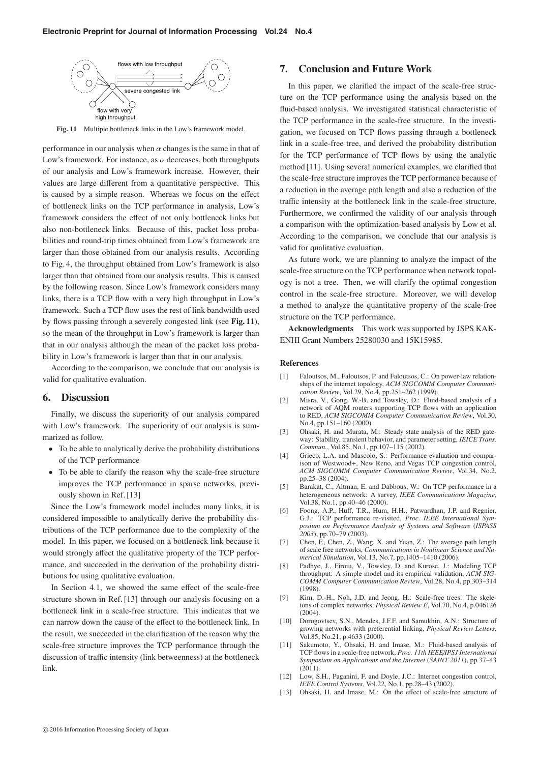Fig. 11 Multiple bottleneck links in the Low's framework model.

performance in our analysis when $\alpha$ changes is the same in that of Low's framework. For instance, as $\alpha$ decreases, both throughputs of our analysis and Low's framework increase. However, their values are large different from a quantitative perspective. This is caused by a simple reason. Whereas we focus on the effect of bottleneck links on the TCP performance in analysis, Low's framework considers the effect of not only bottleneck links but also non-bottleneck links. Because of this, packet loss probabilities and round-trip times obtained from Low's framework are larger than those obtained from our analysis results. According to Fig. 4, the throughput obtained from Low's framework is also larger than that obtained from our analysis results. This is caused by the following reason. Since Low's framework considers many links, there is a TCP flow with a very high throughput in Low's framework. Such a TCP flow uses the rest of link bandwidth used by flows passing through a severely congested link (see **Fig. 11**), so the mean of the throughput in Low's framework is larger than that in our analysis although the mean of the packet loss probability in Low's framework is larger than that in our analysis.

According to the comparison, we conclude that our analysis is valid for qualitative evaluation.

## 6. Discussion

Finally, we discuss the superiority of our analysis compared with Low's framework. The superiority of our analysis is summarized as follow.

- To be able to analytically derive the probability distributions of the TCP performance
- To be able to clarify the reason why the scale-free structure improves the TCP performance in sparse networks, previously shown in Ref. [13]

Since the Low's framework model includes many links, it is considered impossible to analytically derive the probability distributions of the TCP performance due to the complexity of the model. In this paper, we focused on a bottleneck link because it would strongly affect the qualitative property of the TCP performance, and succeeded in the derivation of the probability distributions for using qualitative evaluation.

In Section 4.1, we showed the same effect of the scale-free structure shown in Ref. [13] through our analysis focusing on a bottleneck link in a scale-free structure. This indicates that we can narrow down the cause of the effect to the bottleneck link. In the result, we succeeded in the clarification of the reason why the scale-free structure improves the TCP performance through the discussion of traffic intensity (link betweenness) at the bottleneck link.

## 7. Conclusion and Future Work

In this paper, we clarified the impact of the scale-free structure on the TCP performance using the analysis based on the fluid-based analysis. We investigated statistical characteristic of the TCP performance in the scale-free structure. In the investigation, we focused on TCP flows passing through a bottleneck link in a scale-free tree, and derived the probability distribution for the TCP performance of TCP flows by using the analytic method [11]. Using several numerical examples, we clarified that the scale-free structure improves the TCP performance because of a reduction in the average path length and also a reduction of the traffic intensity at the bottleneck link in the scale-free structure. Furthermore, we confirmed the validity of our analysis through a comparison with the optimization-based analysis by Low et al. According to the comparison, we conclude that our analysis is valid for qualitative evaluation.

As future work, we are planning to analyze the impact of the scale-free structure on the TCP performance when network topology is not a tree. Then, we will clarify the optimal congestion control in the scale-free structure. Moreover, we will develop a method to analyze the quantitative property of the scale-free structure on the TCP performance.

**Acknowledgments** This work was supported by JSPS KAKENHI Grant Numbers 25280030 and 15K15985.

### References

[1] Faloutsos, M., Faloutsos, P. and Faloutsos, C.: On power-law relationships of the internet topology, *ACM SIGCOMM Computer Communication Review*, Vol.29, No.4, pp.251–262 (1999).

[2] Misra, V., Gong, W.-B. and Towsley, D.: Fluid-based analysis of a network of AQM routers supporting TCP flows with an application to RED, *ACM SIGCOMM Computer Communication Review*, Vol.30, No.4, pp.151–160 (2000).

[3] Ohsaki, H. and Murata, M.: Steady state analysis of the RED gateway: Stability, transient behavior, and parameter setting, *IEICE Trans. Commun.*, Vol.85, No.1, pp.107–115 (2002).

[4] Grieco, L.A. and Mascolo, S.: Performance evaluation and comparison of Westwood+, New Reno, and Vegas TCP congestion control, *ACM SIGCOMM Computer Communication Review*, Vol.34, No.2, pp.25–38 (2004).

[5] Barakat, C., Altman, E. and Dabbous, W.: On TCP performance in a heterogeneous network: A survey, *IEEE Communications Magazine*, Vol.38, No.1, pp.40–46 (2000).

[6] Foong, A.P., Huff, T.R., Hum, H.H., Patwardhan, J.P. and Regnier, G.J.: TCP performance re-visited, *Proc. IEEE International Symposium on Performance Analysis of Systems and Software* (*ISPASS 2003*), pp.70–79 (2003).

[7] Chen, F., Chen, Z., Wang, X. and Yuan, Z.: The average path length of scale free networks, *Communications in Nonlinear Science and Numerical Simulation*, Vol.13, No.7, pp.1405–1410 (2006).

[8] Padhye, J., Firoiu, V., Towsley, D. and Kurose, J.: Modeling TCP throughput: A simple model and its empirical validation, *ACM SIGCOMM Computer Communication Review*, Vol.28, No.4, pp.303–314 (1998).

[9] Kim, D.-H., Noh, J.D. and Jeong, H.: Scale-free trees: The skeletons of complex networks, *Physical Review E*, Vol.70, No.4, p.046126 (2004).

[10] Dorogovtsev, S.N., Mendes, J.F.F. and Samukhin, A.N.: Structure of growing networks with preferential linking, *Physical Review Letters*, Vol.85, No.21, p.4633 (2000).

[11] Sakumoto, Y., Ohsaki, H. and Imase, M.: Fluid-based analysis of TCP flows in a scale-free network, *Proc. 11th IEEE/IPSJ International Symposium on Applications and the Internet* (*SAINT 2011*), pp.37–43 (2011).

[12] Low, S.H., Paganini, F. and Doyle, J.C.: Internet congestion control, *IEEE Control Systems*, Vol.22, No.1, pp.28–43 (2002).

[13] Ohsaki, H. and Imase, M.: On the effect of scale-free structure of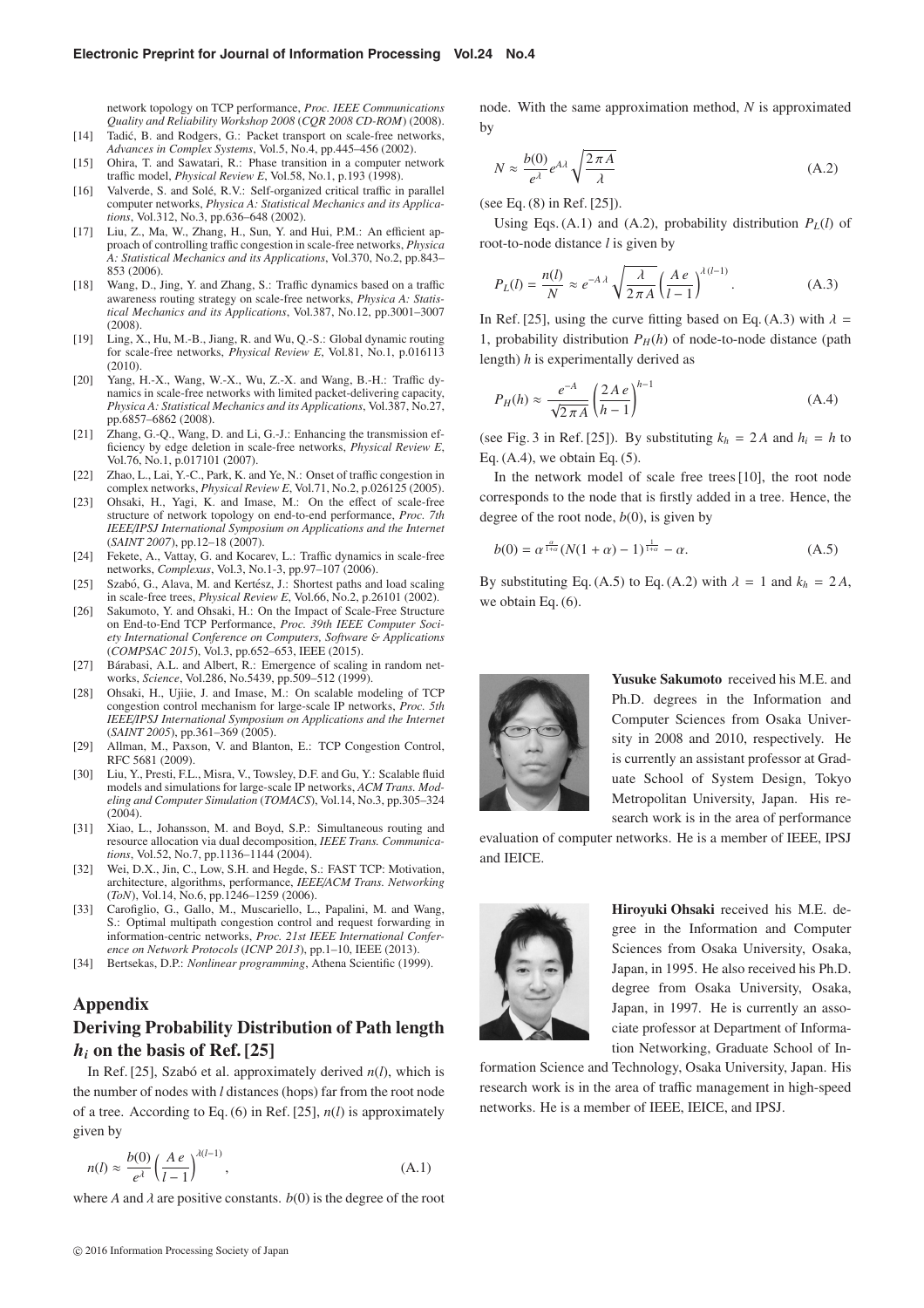network topology on TCP performance, *Proc. IEEE Communications Quality and Reliability Workshop 2008* (*CQR 2008 CD-ROM*) (2008).

[14] Tadić, B. and Rodgers, G.: Packet transport on scale-free networks, *Advances in Complex Systems*, Vol.5, No.4, pp.445–456 (2002).

[15] Ohira, T. and Sawatari, R.: Phase transition in a computer network traffic model, *Physical Review E*, Vol.58, No.1, p.193 (1998).

[16] Valverde, S. and Solé, R.V.: Self-organized critical traffic in parallel computer networks, *Physica A: Statistical Mechanics and its Applications*, Vol.312, No.3, pp.636–648 (2002).

[17] Liu, Z., Ma, W., Zhang, H., Sun, Y. and Hui, P.M.: An efficient approach of controlling traffic congestion in scale-free networks, *Physica A: Statistical Mechanics and its Applications*, Vol.370, No.2, pp.843–853 (2006).

[18] Wang, D., Jing, Y. and Zhang, S.: Traffic dynamics based on a traffic awareness routing strategy on scale-free networks, *Physica A: Statistical Mechanics and its Applications*, Vol.387, No.12, pp.3001–3007 (2008).

[19] Ling, X., Hu, M.-B., Jiang, R. and Wu, Q.-S.: Global dynamic routing for scale-free networks, *Physical Review E*, Vol.81, No.1, p.016113 (2010).

[20] Yang, H.-X., Wang, W.-X., Wu, Z.-X. and Wang, B.-H.: Traffic dynamics in scale-free networks with limited packet-delivering capacity, *Physica A: Statistical Mechanics and its Applications*, Vol.387, No.27, pp.6857–6862 (2008).

[21] Zhang, G.-Q., Wang, D. and Li, G.-J.: Enhancing the transmission efficiency by edge deletion in scale-free networks, *Physical Review E*, Vol.76, No.1, p.017101 (2007).

[22] Zhao, L., Lai, Y.-C., Park, K. and Ye, N.: Onset of traffic congestion in complex networks, *Physical Review E*, Vol.71, No.2, p.026125 (2005).

[23] Ohsaki, H., Yagi, K. and Imase, M.: On the effect of scale-free structure of network topology on end-to-end performance, *Proc. 7th IEEE/IPSJ International Symposium on Applications and the Internet* (*SAINT 2007*), pp.12–18 (2007).

[24] Fekete, A., Vattay, G. and Kocarev, L.: Traffic dynamics in scale-free networks, *Complexus*, Vol.3, No.1-3, pp.97–107 (2006).

[25] Szabó, G., Alava, M. and Kertész, J.: Shortest paths and load scaling in scale-free trees, *Physical Review E*, Vol.66, No.2, p.26101 (2002).

[26] Sakumoto, Y. and Ohsaki, H.: On the Impact of Scale-Free Structure on End-to-End TCP Performance, *Proc. 39th IEEE Computer Society International Conference on Computers, Software & Applications* (*COMPSAC 2015*), Vol.3, pp.652–653, IEEE (2015).

[27] Bárabasi, A.L. and Albert, R.: Emergence of scaling in random networks, *Science*, Vol.286, No.5439, pp.509–512 (1999).

[28] Ohsaki, H., Ujiie, J. and Imase, M.: On scalable modeling of TCP congestion control mechanism for large-scale IP networks, *Proc. 5th IEEE/IPSJ International Symposium on Applications and the Internet* (*SAINT 2005*), pp.361–369 (2005).

[29] Allman, M., Paxson, V. and Blanton, E.: TCP Congestion Control, RFC 5681 (2009).

[30] Liu, Y., Presti, F.L., Misra, V., Towsley, D.F. and Gu, Y.: Scalable fluid models and simulations for large-scale IP networks, *ACM Trans. Modeling and Computer Simulation* (*TOMACS*), Vol.14, No.3, pp.305–324 (2004).

[31] Xiao, L., Johansson, M. and Boyd, S.P.: Simultaneous routing and resource allocation via dual decomposition, *IEEE Trans. Communications*, Vol.52, No.7, pp.1136–1144 (2004).

[32] Wei, D.X., Jin, C., Low, S.H. and Hegde, S.: FAST TCP: Motivation, architecture, algorithms, performance, *IEEE/ACM Trans. Networking* (*ToN*), Vol.14, No.6, pp.1246–1259 (2006).

[33] Carofiglio, G., Gallo, M., Muscariello, L., Papalini, M. and Wang, S.: Optimal multipath congestion control and request forwarding in information-centric networks, *Proc. 21st IEEE International Conference on Network Protocols* (*ICNP 2013*), pp.1–10, IEEE (2013).

[34] Bertsekas, D.P.: *Nonlinear programming*, Athena Scientific (1999).

## Appendix

## Deriving Probability Distribution of Path length $h_i$ on the basis of Ref. [25]

In Ref. [25], Szabó et al. approximately derived $n(l)$, which is the number of nodes with $l$ distances (hops) far from the root node of a tree. According to Eq. (6) in Ref. [25], $n(l)$ is approximately given by

$$n(l) \approx \frac{b(0)}{e^{\lambda}} \left( \frac{A\,e}{l-1} \right)^{\lambda(l-1)}, \tag{A.1}$$

where $A$ and $\lambda$ are positive constants. $b(0)$ is the degree of the root node. With the same approximation method, $N$ is approximated by

$$N \approx \frac{b(0)}{e^{\lambda}} e^{A\lambda} \sqrt{\frac{2\pi A}{\lambda}} \tag{A.2}$$

(see Eq. (8) in Ref. [25]).

Using Eqs. (A.1) and (A.2), probability distribution $P_L(l)$ of root-to-node distance $l$ is given by

$$P_L(l) = \frac{n(l)}{N} \approx e^{-A\,\lambda} \sqrt{\frac{\lambda}{2\pi A}} \left( \frac{A\,e}{l-1} \right)^{\lambda(l-1)}. \tag{A.3}$$

In Ref. [25], using the curve fitting based on Eq. (A.3) with $\lambda = 1$, probability distribution $P_H(h)$ of node-to-node distance (path length) $h$ is experimentally derived as

$$P_H(h) \approx \frac{e^{-A}}{\sqrt{2\pi A}} \left( \frac{2\,A\,e}{h-1} \right)^{h-1} \tag{A.4}$$

(see Fig. 3 in Ref. [25]). By substituting $k_h = 2A$ and $h_i = h$ to Eq. (A.4), we obtain Eq. (5).

In the network model of scale free trees [10], the root node corresponds to the node that is firstly added in a tree. Hence, the degree of the root node, $b(0)$, is given by

$$b(0) = \alpha^{\frac{\alpha}{1+\alpha}} (N(1+\alpha) - 1)^{\frac{1}{1+\alpha}} - \alpha. \tag{A.5}$$

By substituting Eq. (A.5) to Eq. (A.2) with $\lambda = 1$ and $k_h = 2A$, we obtain Eq. (6).

**Yusuke Sakumoto** received his M.E. and Ph.D. degrees in the Information and Computer Sciences from Osaka University in 2008 and 2010, respectively. He is currently an assistant professor at Graduate School of System Design, Tokyo Metropolitan University, Japan. His research work is in the area of performance evaluation of computer networks. He is a member of IEEE, IPSJ and IEICE.

**Hiroyuki Ohsaki** received his M.E. degree in the Information and Computer Sciences from Osaka University, Osaka, Japan, in 1995. He also received his Ph.D. degree from Osaka University, Osaka, Japan, in 1997. He is currently an associate professor at Department of Information Networking, Graduate School of Information Science and Technology, Osaka University, Japan. His research work is in the area of traffic management in high-speed networks. He is a member of IEEE, IEICE, and IPSJ.